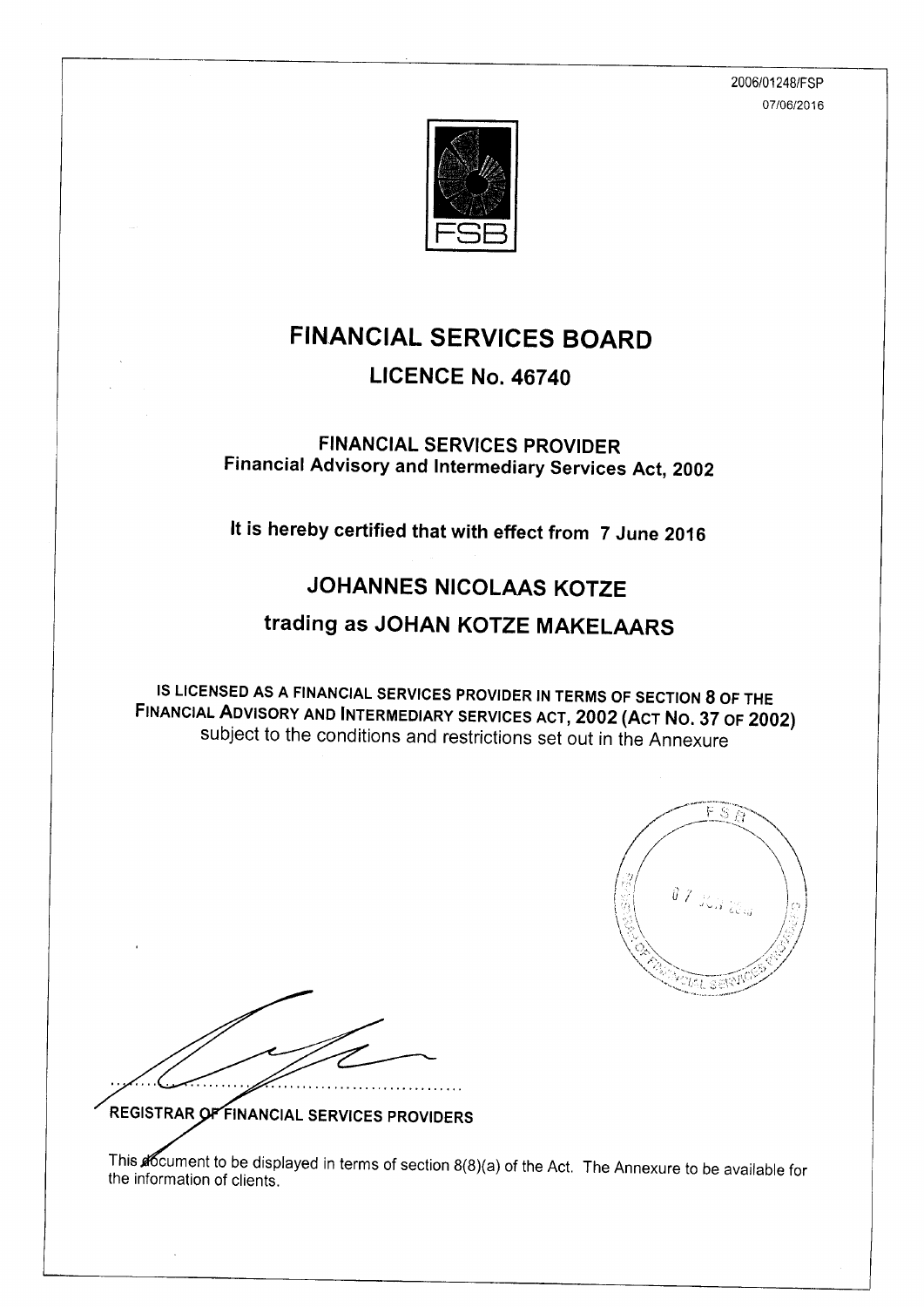2006/01248/FSP
07/06/2016

FSB

# FINANCIAL SERVICES BOARD

## LICENCE No. 46740

### FINANCIAL SERVICES PROVIDER
### Financial Advisory and Intermediary Services Act, 2002

**It is hereby certified that with effect from 7 June 2016**

## JOHANNES NICOLAAS KOTZE

## trading as JOHAN KOTZE MAKELAARS

**IS LICENSED AS A FINANCIAL SERVICES PROVIDER IN TERMS OF SECTION 8 OF THE FINANCIAL ADVISORY AND INTERMEDIARY SERVICES ACT, 2002 (ACT NO. 37 OF 2002)**
subject to the conditions and restrictions set out in the Annexure

FSB
07 JUN 2016
REGISTRAR OF FINANCIAL SERVICES PROVIDERS

.................................................

**REGISTRAR OF FINANCIAL SERVICES PROVIDERS**

This document to be displayed in terms of section 8(8)(a) of the Act. The Annexure to be available for the information of clients.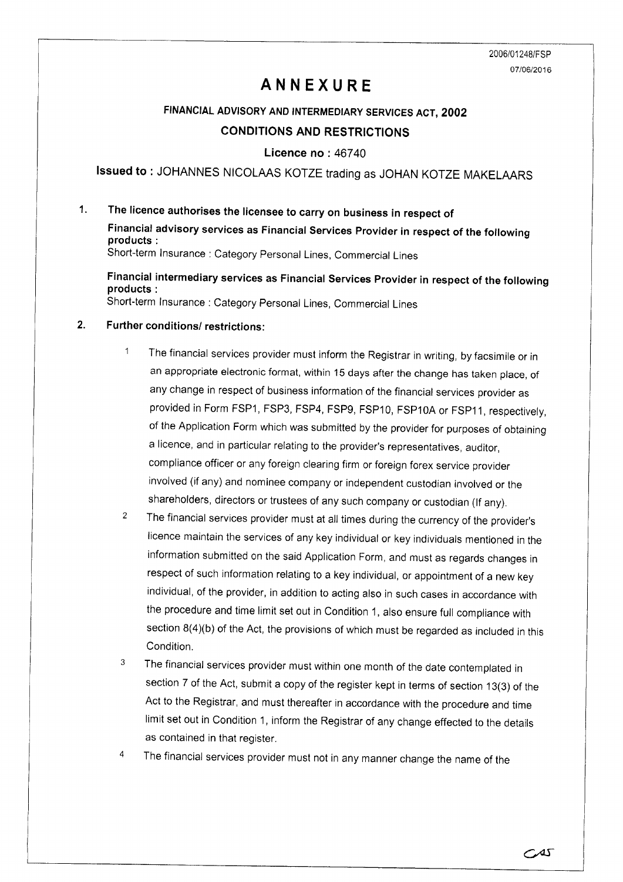2006/01248/FSP
07/06/2016

# ANNEXURE

## FINANCIAL ADVISORY AND INTERMEDIARY SERVICES ACT, 2002

## CONDITIONS AND RESTRICTIONS

**Licence no :** 46740

**Issued to :** JOHANNES NICOLAAS KOTZE trading as JOHAN KOTZE MAKELAARS

**1. The licence authorises the licensee to carry on business in respect of**

**Financial advisory services as Financial Services Provider in respect of the following products :**
Short-term Insurance : Category Personal Lines, Commercial Lines

**Financial intermediary services as Financial Services Provider in respect of the following products :**
Short-term Insurance : Category Personal Lines, Commercial Lines

**2. Further conditions/ restrictions:**

1. The financial services provider must inform the Registrar in writing, by facsimile or in an appropriate electronic format, within 15 days after the change has taken place, of any change in respect of business information of the financial services provider as provided in Form FSP1, FSP3, FSP4, FSP9, FSP10, FSP10A or FSP11, respectively, of the Application Form which was submitted by the provider for purposes of obtaining a licence, and in particular relating to the provider's representatives, auditor, compliance officer or any foreign clearing firm or foreign forex service provider involved (if any) and nominee company or independent custodian involved or the shareholders, directors or trustees of any such company or custodian (If any).
2. The financial services provider must at all times during the currency of the provider's licence maintain the services of any key individual or key individuals mentioned in the information submitted on the said Application Form, and must as regards changes in respect of such information relating to a key individual, or appointment of a new key individual, of the provider, in addition to acting also in such cases in accordance with the procedure and time limit set out in Condition 1, also ensure full compliance with section 8(4)(b) of the Act, the provisions of which must be regarded as included in this Condition.
3. The financial services provider must within one month of the date contemplated in section 7 of the Act, submit a copy of the register kept in terms of section 13(3) of the Act to the Registrar, and must thereafter in accordance with the procedure and time limit set out in Condition 1, inform the Registrar of any change effected to the details as contained in that register.
4. The financial services provider must not in any manner change the name of the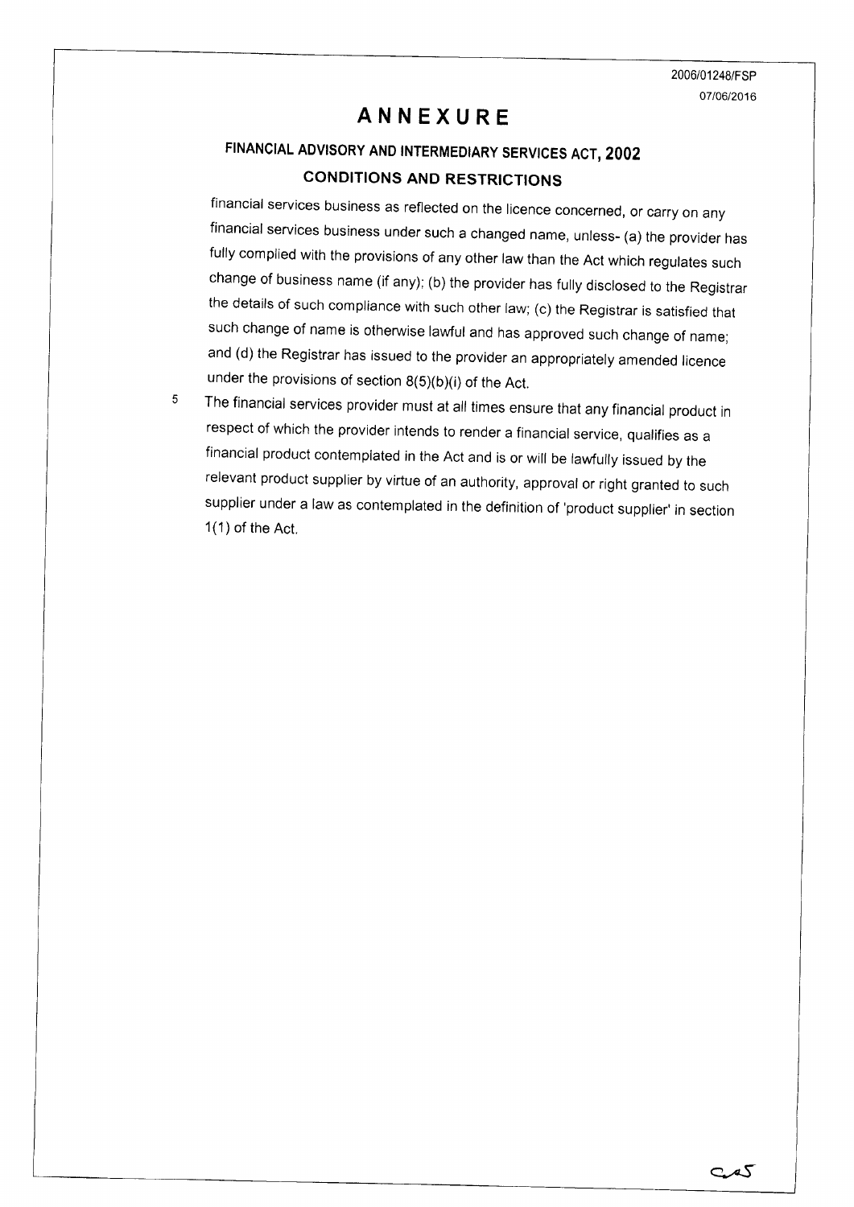2006/01248/FSP
07/06/2016

# ANNEXURE

## FINANCIAL ADVISORY AND INTERMEDIARY SERVICES ACT, 2002

## CONDITIONS AND RESTRICTIONS

financial services business as reflected on the licence concerned, or carry on any financial services business under such a changed name, unless- (a) the provider has fully complied with the provisions of any other law than the Act which regulates such change of business name (if any); (b) the provider has fully disclosed to the Registrar the details of such compliance with such other law; (c) the Registrar is satisfied that such change of name is otherwise lawful and has approved such change of name; and (d) the Registrar has issued to the provider an appropriately amended licence under the provisions of section 8(5)(b)(i) of the Act.

5 The financial services provider must at all times ensure that any financial product in respect of which the provider intends to render a financial service, qualifies as a financial product contemplated in the Act and is or will be lawfully issued by the relevant product supplier by virtue of an authority, approval or right granted to such supplier under a law as contemplated in the definition of 'product supplier' in section 1(1) of the Act.